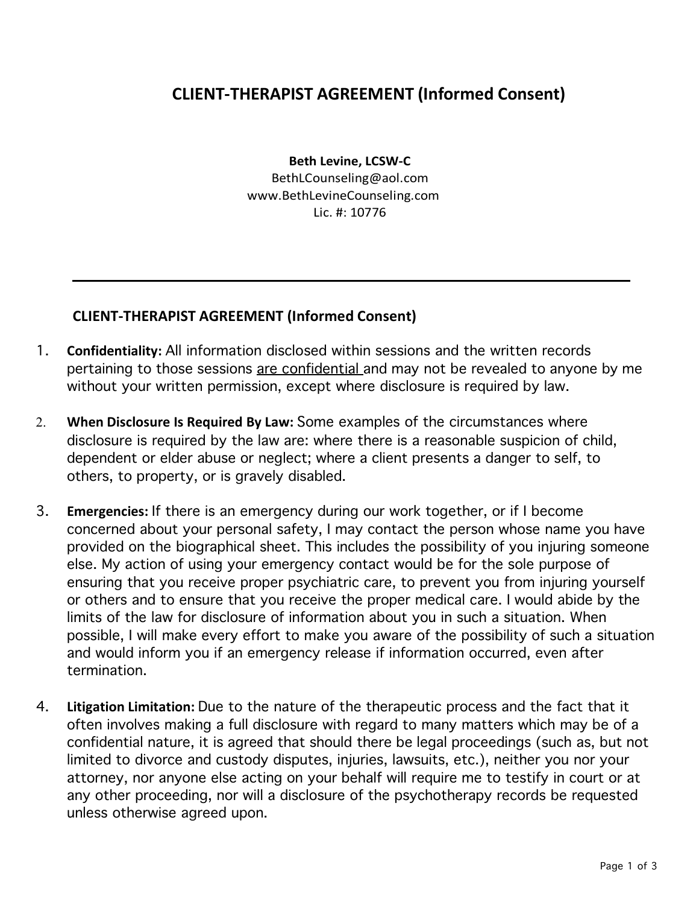# CLIENT-THERAPIST AGREEMENT (Informed Consent)

**Beth Levine, LCSW-C**
BethLCounseling@aol.com
www.BethLevineCounseling.com
Lic. #: 10776

---

## CLIENT-THERAPIST AGREEMENT (Informed Consent)

1. **Confidentiality:** All information disclosed within sessions and the written records pertaining to those sessions <u>are confidential</u> and may not be revealed to anyone by me without your written permission, except where disclosure is required by law.

2. **When Disclosure Is Required By Law:** Some examples of the circumstances where disclosure is required by the law are: where there is a reasonable suspicion of child, dependent or elder abuse or neglect; where a client presents a danger to self, to others, to property, or is gravely disabled.

3. **Emergencies:** If there is an emergency during our work together, or if I become concerned about your personal safety, I may contact the person whose name you have provided on the biographical sheet. This includes the possibility of you injuring someone else. My action of using your emergency contact would be for the sole purpose of ensuring that you receive proper psychiatric care, to prevent you from injuring yourself or others and to ensure that you receive the proper medical care. I would abide by the limits of the law for disclosure of information about you in such a situation. When possible, I will make every effort to make you aware of the possibility of such a situation and would inform you if an emergency release if information occurred, even after termination.

4. **Litigation Limitation:** Due to the nature of the therapeutic process and the fact that it often involves making a full disclosure with regard to many matters which may be of a confidential nature, it is agreed that should there be legal proceedings (such as, but not limited to divorce and custody disputes, injuries, lawsuits, etc.), neither you nor your attorney, nor anyone else acting on your behalf will require me to testify in court or at any other proceeding, nor will a disclosure of the psychotherapy records be requested unless otherwise agreed upon.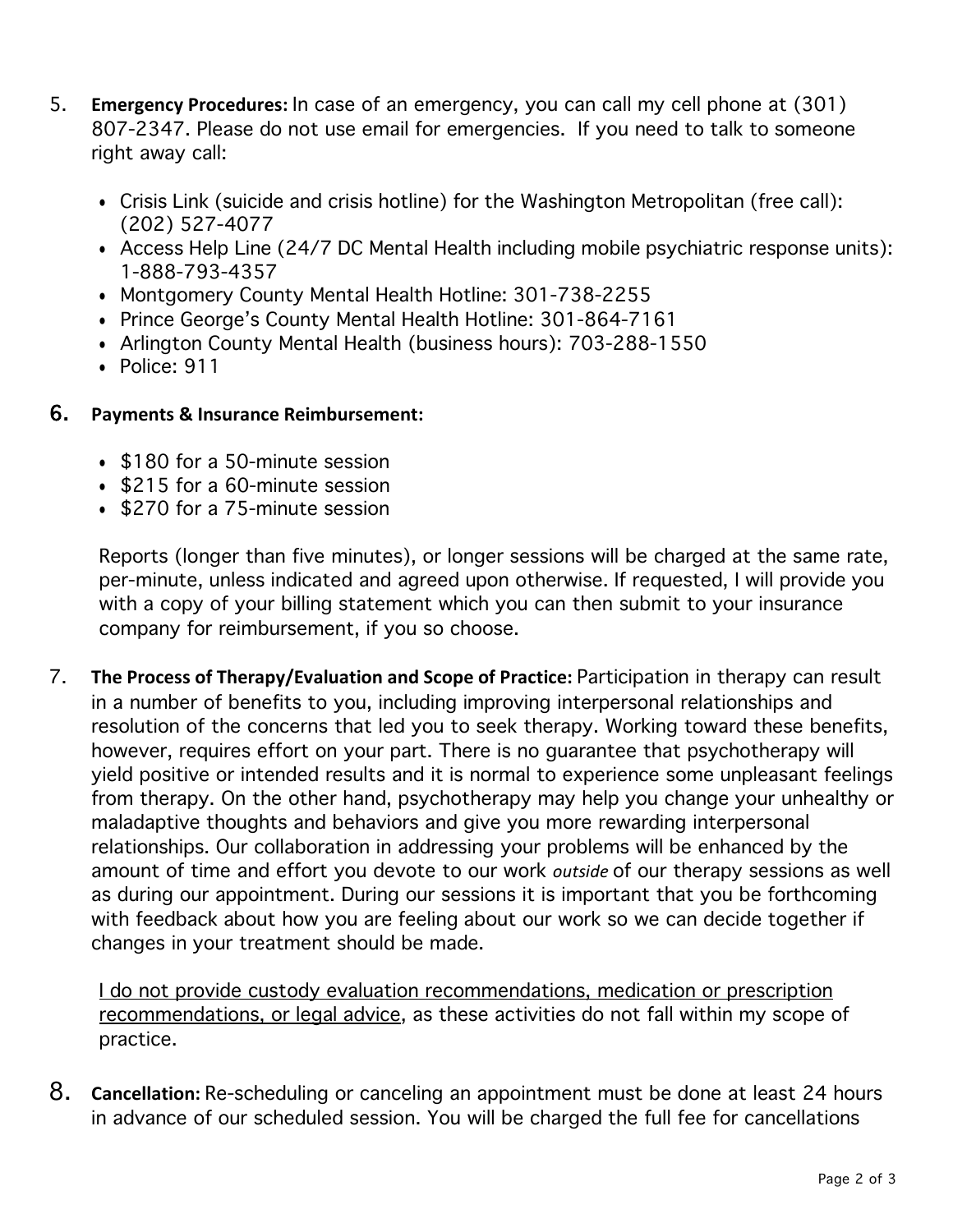5. **Emergency Procedures:** In case of an emergency, you can call my cell phone at (301) 807-2347. Please do not use email for emergencies. If you need to talk to someone right away call:

   - Crisis Link (suicide and crisis hotline) for the Washington Metropolitan (free call): (202) 527-4077
   - Access Help Line (24/7 DC Mental Health including mobile psychiatric response units): 1-888-793-4357
   - Montgomery County Mental Health Hotline: 301-738-2255
   - Prince George's County Mental Health Hotline: 301-864-7161
   - Arlington County Mental Health (business hours): 703-288-1550
   - Police: 911

6. **Payments & Insurance Reimbursement:**

   - $180 for a 50-minute session
   - $215 for a 60-minute session
   - $270 for a 75-minute session

   Reports (longer than five minutes), or longer sessions will be charged at the same rate, per-minute, unless indicated and agreed upon otherwise. If requested, I will provide you with a copy of your billing statement which you can then submit to your insurance company for reimbursement, if you so choose.

7. **The Process of Therapy/Evaluation and Scope of Practice:** Participation in therapy can result in a number of benefits to you, including improving interpersonal relationships and resolution of the concerns that led you to seek therapy. Working toward these benefits, however, requires effort on your part. There is no guarantee that psychotherapy will yield positive or intended results and it is normal to experience some unpleasant feelings from therapy. On the other hand, psychotherapy may help you change your unhealthy or maladaptive thoughts and behaviors and give you more rewarding interpersonal relationships. Our collaboration in addressing your problems will be enhanced by the amount of time and effort you devote to our work *outside* of our therapy sessions as well as during our appointment. During our sessions it is important that you be forthcoming with feedback about how you are feeling about our work so we can decide together if changes in your treatment should be made.

   <u>I do not provide custody evaluation recommendations, medication or prescription recommendations, or legal advice</u>, as these activities do not fall within my scope of practice.

8. **Cancellation:** Re-scheduling or canceling an appointment must be done at least 24 hours in advance of our scheduled session. You will be charged the full fee for cancellations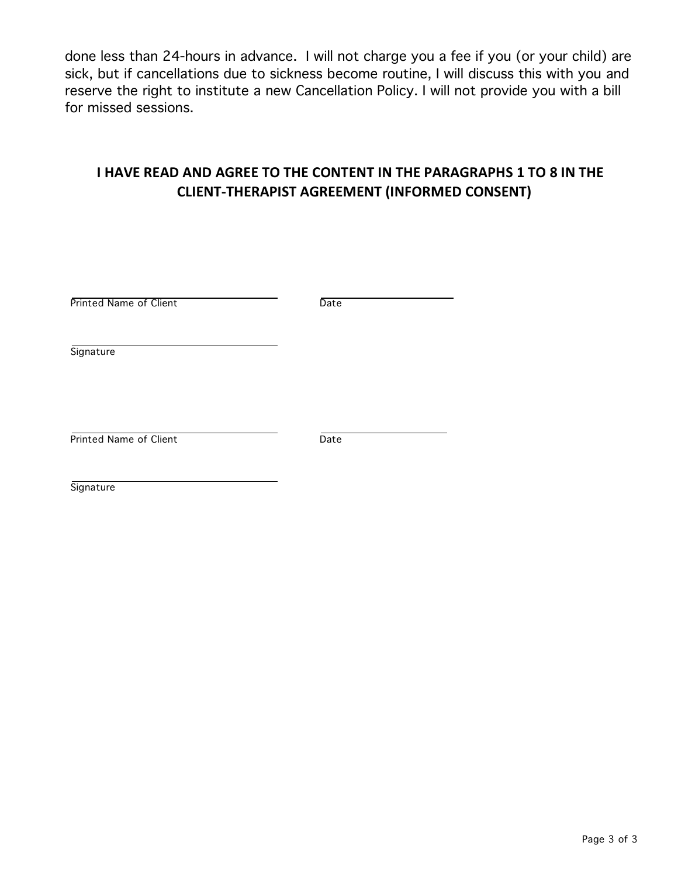done less than 24-hours in advance. I will not charge you a fee if you (or your child) are sick, but if cancellations due to sickness become routine, I will discuss this with you and reserve the right to institute a new Cancellation Policy. I will not provide you with a bill for missed sessions.

**I HAVE READ AND AGREE TO THE CONTENT IN THE PARAGRAPHS 1 TO 8 IN THE CLIENT-THERAPIST AGREEMENT (INFORMED CONSENT)**

\_\_\_\_\_\_\_\_\_\_\_\_\_\_\_\_\_\_\_\_\_\_\_\_\_\_\_\_\_\_ \_\_\_\_\_\_\_\_\_\_\_\_\_\_\_\_\_\_\_\_
Printed Name of Client Date

\_\_\_\_\_\_\_\_\_\_\_\_\_\_\_\_\_\_\_\_\_\_\_\_\_\_\_\_\_\_
Signature

\_\_\_\_\_\_\_\_\_\_\_\_\_\_\_\_\_\_\_\_\_\_\_\_\_\_\_\_\_\_ \_\_\_\_\_\_\_\_\_\_\_\_\_\_\_\_\_\_\_\_
Printed Name of Client Date

\_\_\_\_\_\_\_\_\_\_\_\_\_\_\_\_\_\_\_\_\_\_\_\_\_\_\_\_\_\_
Signature